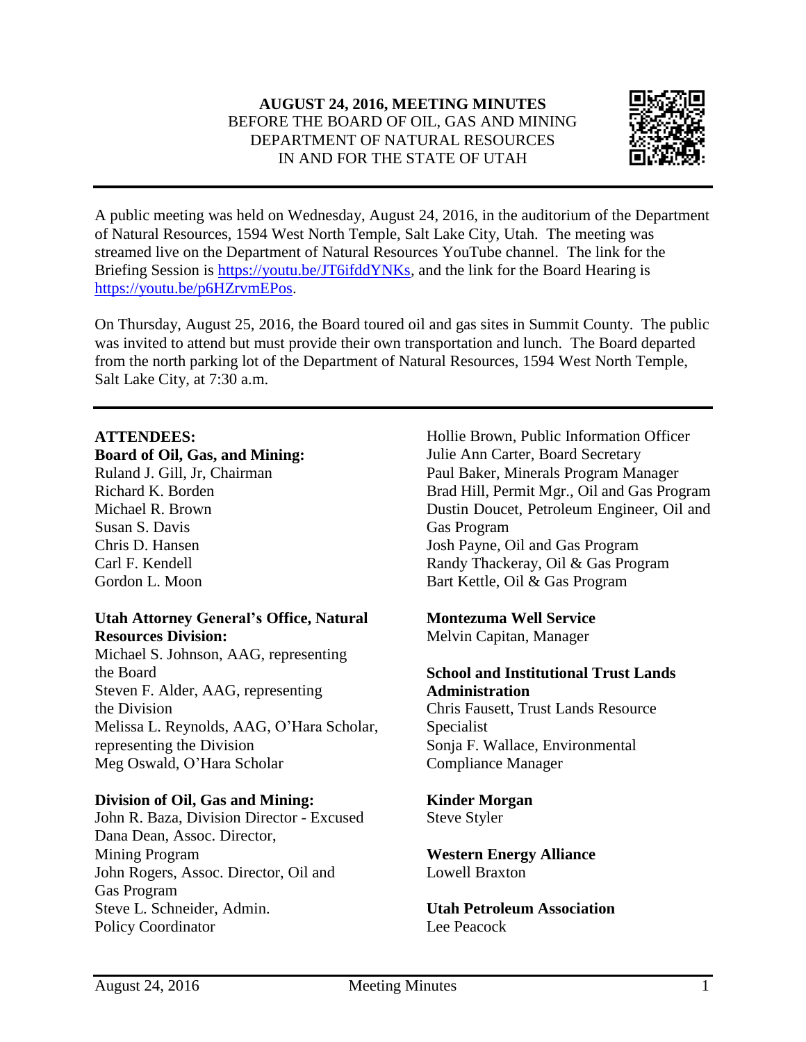**AUGUST 24, 2016, MEETING MINUTES**
BEFORE THE BOARD OF OIL, GAS AND MINING
DEPARTMENT OF NATURAL RESOURCES
IN AND FOR THE STATE OF UTAH

---

A public meeting was held on Wednesday, August 24, 2016, in the auditorium of the Department of Natural Resources, 1594 West North Temple, Salt Lake City, Utah. The meeting was streamed live on the Department of Natural Resources YouTube channel. The link for the Briefing Session is https://youtu.be/JT6ifddYNKs, and the link for the Board Hearing is https://youtu.be/p6HZrvmEPos.

On Thursday, August 25, 2016, the Board toured oil and gas sites in Summit County. The public was invited to attend but must provide their own transportation and lunch. The Board departed from the north parking lot of the Department of Natural Resources, 1594 West North Temple, Salt Lake City, at 7:30 a.m.

---

**ATTENDEES:**

**Board of Oil, Gas, and Mining:**
Ruland J. Gill, Jr, Chairman
Richard K. Borden
Michael R. Brown
Susan S. Davis
Chris D. Hansen
Carl F. Kendell
Gordon L. Moon

**Utah Attorney General's Office, Natural Resources Division:**
Michael S. Johnson, AAG, representing the Board
Steven F. Alder, AAG, representing the Division
Melissa L. Reynolds, AAG, O'Hara Scholar, representing the Division
Meg Oswald, O'Hara Scholar

**Division of Oil, Gas and Mining:**
John R. Baza, Division Director - Excused
Dana Dean, Assoc. Director, Mining Program
John Rogers, Assoc. Director, Oil and Gas Program
Steve L. Schneider, Admin. Policy Coordinator
Hollie Brown, Public Information Officer
Julie Ann Carter, Board Secretary
Paul Baker, Minerals Program Manager
Brad Hill, Permit Mgr., Oil and Gas Program
Dustin Doucet, Petroleum Engineer, Oil and Gas Program
Josh Payne, Oil and Gas Program
Randy Thackeray, Oil & Gas Program
Bart Kettle, Oil & Gas Program

**Montezuma Well Service**
Melvin Capitan, Manager

**School and Institutional Trust Lands Administration**
Chris Fausett, Trust Lands Resource Specialist
Sonja F. Wallace, Environmental Compliance Manager

**Kinder Morgan**
Steve Styler

**Western Energy Alliance**
Lowell Braxton

**Utah Petroleum Association**
Lee Peacock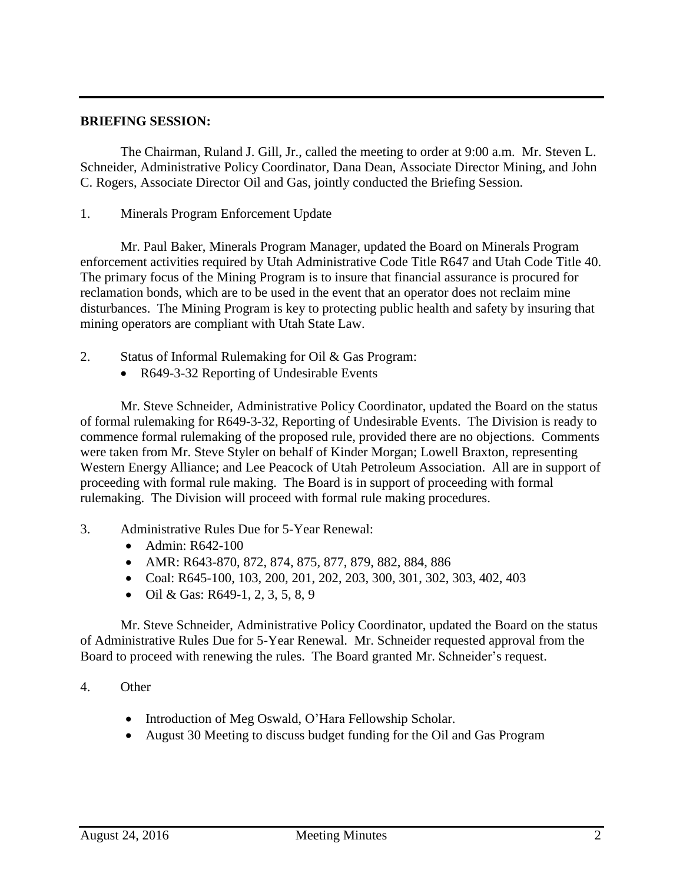**BRIEFING SESSION:**

The Chairman, Ruland J. Gill, Jr., called the meeting to order at 9:00 a.m. Mr. Steven L. Schneider, Administrative Policy Coordinator, Dana Dean, Associate Director Mining, and John C. Rogers, Associate Director Oil and Gas, jointly conducted the Briefing Session.

1. Minerals Program Enforcement Update

Mr. Paul Baker, Minerals Program Manager, updated the Board on Minerals Program enforcement activities required by Utah Administrative Code Title R647 and Utah Code Title 40. The primary focus of the Mining Program is to insure that financial assurance is procured for reclamation bonds, which are to be used in the event that an operator does not reclaim mine disturbances. The Mining Program is key to protecting public health and safety by insuring that mining operators are compliant with Utah State Law.

2. Status of Informal Rulemaking for Oil & Gas Program:
   - R649-3-32 Reporting of Undesirable Events

Mr. Steve Schneider, Administrative Policy Coordinator, updated the Board on the status of formal rulemaking for R649-3-32, Reporting of Undesirable Events. The Division is ready to commence formal rulemaking of the proposed rule, provided there are no objections. Comments were taken from Mr. Steve Styler on behalf of Kinder Morgan; Lowell Braxton, representing Western Energy Alliance; and Lee Peacock of Utah Petroleum Association. All are in support of proceeding with formal rule making. The Board is in support of proceeding with formal rulemaking. The Division will proceed with formal rule making procedures.

3. Administrative Rules Due for 5-Year Renewal:
   - Admin: R642-100
   - AMR: R643-870, 872, 874, 875, 877, 879, 882, 884, 886
   - Coal: R645-100, 103, 200, 201, 202, 203, 300, 301, 302, 303, 402, 403
   - Oil & Gas: R649-1, 2, 3, 5, 8, 9

Mr. Steve Schneider, Administrative Policy Coordinator, updated the Board on the status of Administrative Rules Due for 5-Year Renewal. Mr. Schneider requested approval from the Board to proceed with renewing the rules. The Board granted Mr. Schneider's request.

4. Other

   - Introduction of Meg Oswald, O'Hara Fellowship Scholar.
   - August 30 Meeting to discuss budget funding for the Oil and Gas Program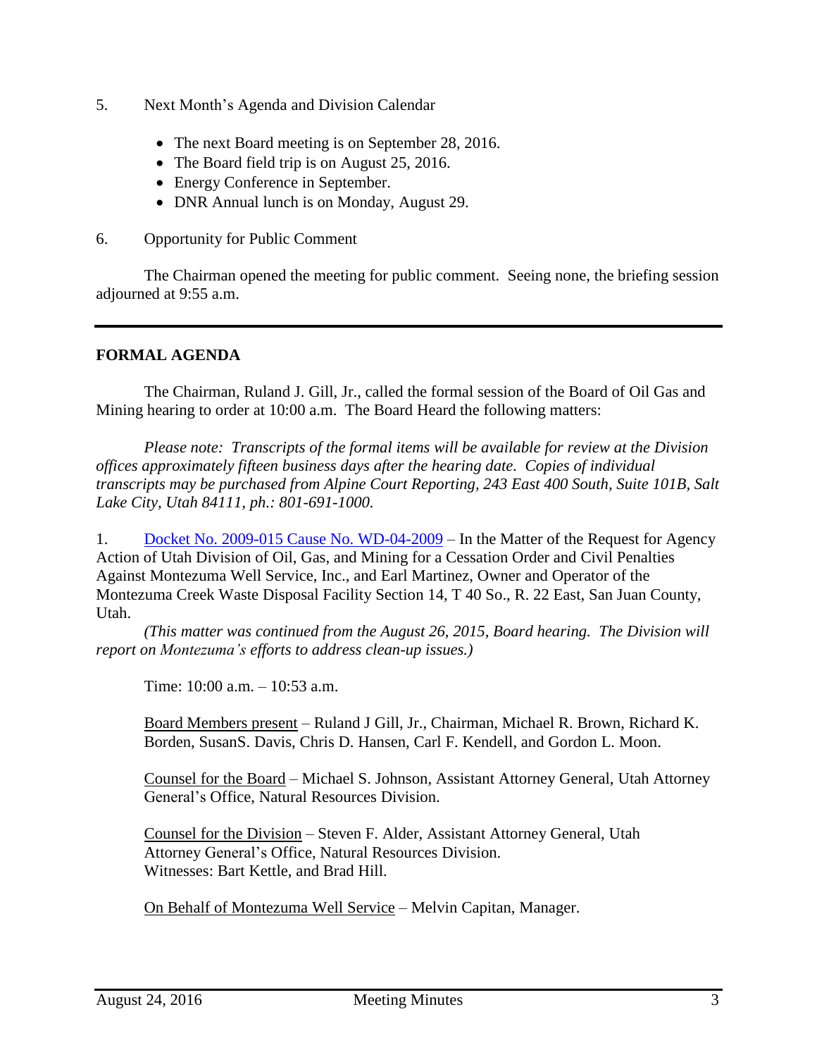5. Next Month's Agenda and Division Calendar

- The next Board meeting is on September 28, 2016.
- The Board field trip is on August 25, 2016.
- Energy Conference in September.
- DNR Annual lunch is on Monday, August 29.

6. Opportunity for Public Comment

The Chairman opened the meeting for public comment. Seeing none, the briefing session adjourned at 9:55 a.m.

---

**FORMAL AGENDA**

The Chairman, Ruland J. Gill, Jr., called the formal session of the Board of Oil Gas and Mining hearing to order at 10:00 a.m. The Board Heard the following matters:

*Please note: Transcripts of the formal items will be available for review at the Division offices approximately fifteen business days after the hearing date. Copies of individual transcripts may be purchased from Alpine Court Reporting, 243 East 400 South, Suite 101B, Salt Lake City, Utah 84111, ph.: 801-691-1000.*

1. Docket No. 2009-015 Cause No. WD-04-2009 – In the Matter of the Request for Agency Action of Utah Division of Oil, Gas, and Mining for a Cessation Order and Civil Penalties Against Montezuma Well Service, Inc., and Earl Martinez, Owner and Operator of the Montezuma Creek Waste Disposal Facility Section 14, T 40 So., R. 22 East, San Juan County, Utah.
*(This matter was continued from the August 26, 2015, Board hearing. The Division will report on Montezuma's efforts to address clean-up issues.)*

Time: 10:00 a.m. – 10:53 a.m.

Board Members present – Ruland J Gill, Jr., Chairman, Michael R. Brown, Richard K. Borden, SusanS. Davis, Chris D. Hansen, Carl F. Kendell, and Gordon L. Moon.

Counsel for the Board – Michael S. Johnson, Assistant Attorney General, Utah Attorney General's Office, Natural Resources Division.

Counsel for the Division – Steven F. Alder, Assistant Attorney General, Utah Attorney General's Office, Natural Resources Division.
Witnesses: Bart Kettle, and Brad Hill.

On Behalf of Montezuma Well Service – Melvin Capitan, Manager.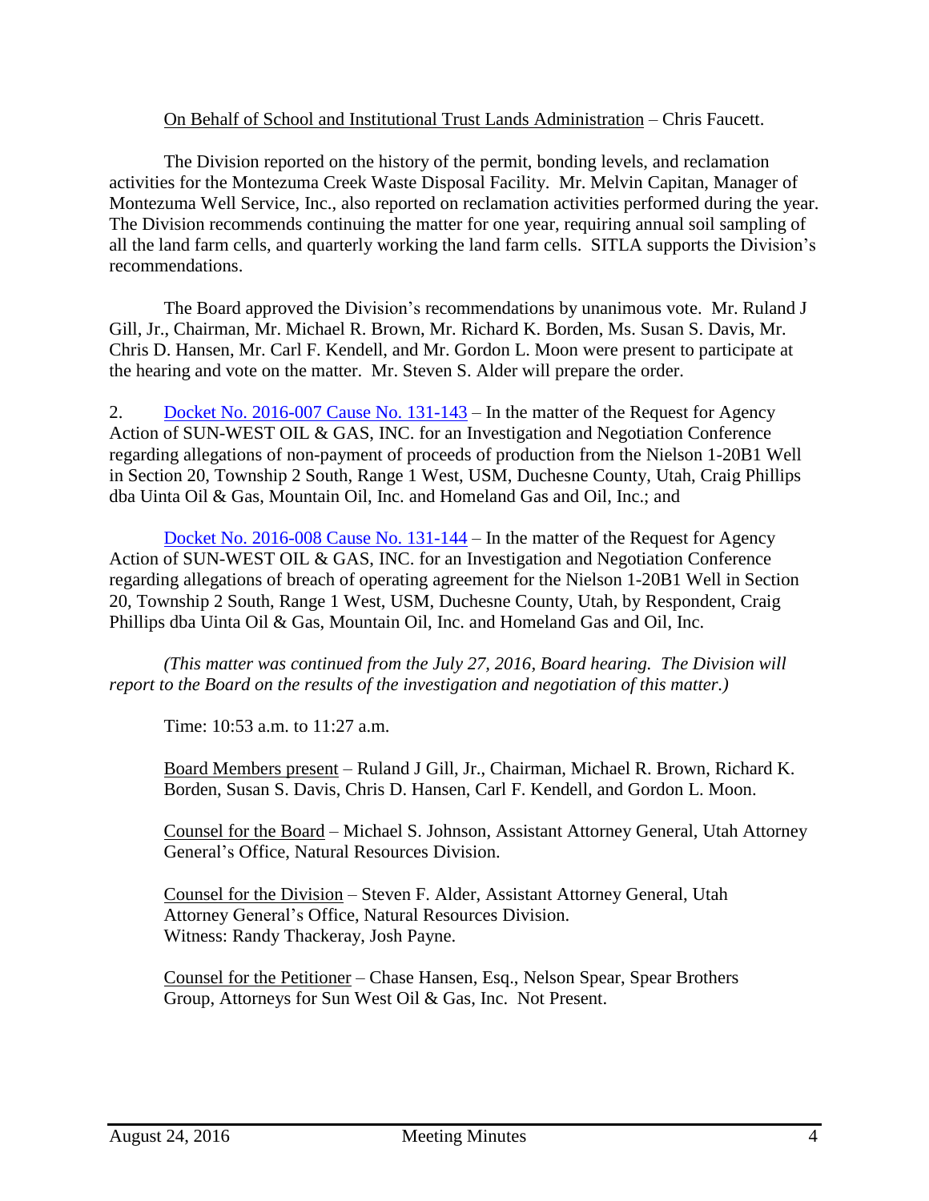On Behalf of School and Institutional Trust Lands Administration – Chris Faucett.

The Division reported on the history of the permit, bonding levels, and reclamation activities for the Montezuma Creek Waste Disposal Facility. Mr. Melvin Capitan, Manager of Montezuma Well Service, Inc., also reported on reclamation activities performed during the year. The Division recommends continuing the matter for one year, requiring annual soil sampling of all the land farm cells, and quarterly working the land farm cells. SITLA supports the Division's recommendations.

The Board approved the Division's recommendations by unanimous vote. Mr. Ruland J Gill, Jr., Chairman, Mr. Michael R. Brown, Mr. Richard K. Borden, Ms. Susan S. Davis, Mr. Chris D. Hansen, Mr. Carl F. Kendell, and Mr. Gordon L. Moon were present to participate at the hearing and vote on the matter. Mr. Steven S. Alder will prepare the order.

2. Docket No. 2016-007 Cause No. 131-143 – In the matter of the Request for Agency Action of SUN-WEST OIL & GAS, INC. for an Investigation and Negotiation Conference regarding allegations of non-payment of proceeds of production from the Nielson 1-20B1 Well in Section 20, Township 2 South, Range 1 West, USM, Duchesne County, Utah, Craig Phillips dba Uinta Oil & Gas, Mountain Oil, Inc. and Homeland Gas and Oil, Inc.; and

Docket No. 2016-008 Cause No. 131-144 – In the matter of the Request for Agency Action of SUN-WEST OIL & GAS, INC. for an Investigation and Negotiation Conference regarding allegations of breach of operating agreement for the Nielson 1-20B1 Well in Section 20, Township 2 South, Range 1 West, USM, Duchesne County, Utah, by Respondent, Craig Phillips dba Uinta Oil & Gas, Mountain Oil, Inc. and Homeland Gas and Oil, Inc.

*(This matter was continued from the July 27, 2016, Board hearing. The Division will report to the Board on the results of the investigation and negotiation of this matter.)*

Time: 10:53 a.m. to 11:27 a.m.

Board Members present – Ruland J Gill, Jr., Chairman, Michael R. Brown, Richard K. Borden, Susan S. Davis, Chris D. Hansen, Carl F. Kendell, and Gordon L. Moon.

Counsel for the Board – Michael S. Johnson, Assistant Attorney General, Utah Attorney General's Office, Natural Resources Division.

Counsel for the Division – Steven F. Alder, Assistant Attorney General, Utah Attorney General's Office, Natural Resources Division.
Witness: Randy Thackeray, Josh Payne.

Counsel for the Petitioner – Chase Hansen, Esq., Nelson Spear, Spear Brothers Group, Attorneys for Sun West Oil & Gas, Inc. Not Present.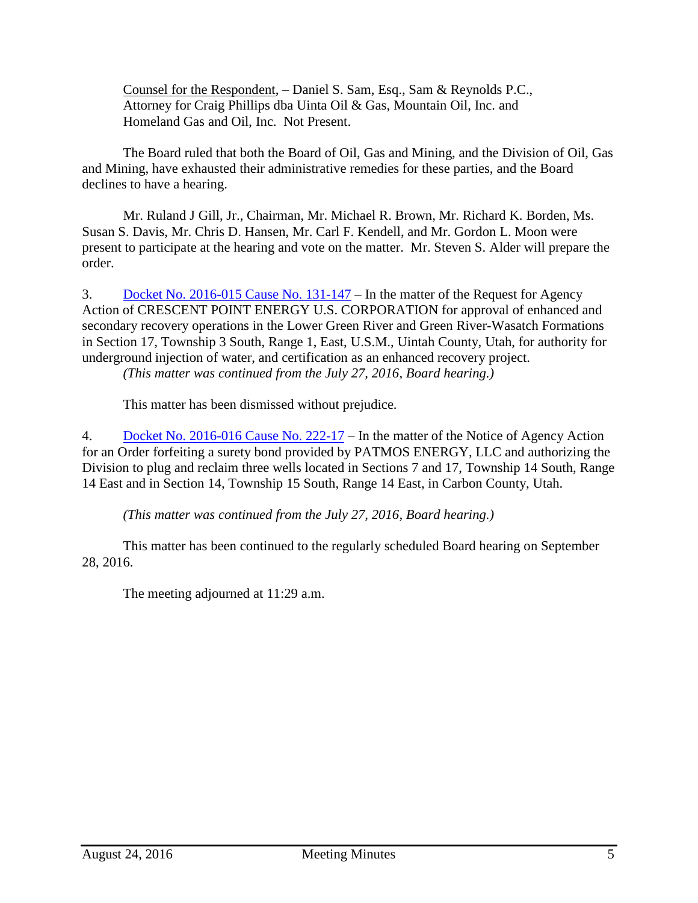Counsel for the Respondent, – Daniel S. Sam, Esq., Sam & Reynolds P.C., Attorney for Craig Phillips dba Uinta Oil & Gas, Mountain Oil, Inc. and Homeland Gas and Oil, Inc. Not Present.

The Board ruled that both the Board of Oil, Gas and Mining, and the Division of Oil, Gas and Mining, have exhausted their administrative remedies for these parties, and the Board declines to have a hearing.

Mr. Ruland J Gill, Jr., Chairman, Mr. Michael R. Brown, Mr. Richard K. Borden, Ms. Susan S. Davis, Mr. Chris D. Hansen, Mr. Carl F. Kendell, and Mr. Gordon L. Moon were present to participate at the hearing and vote on the matter. Mr. Steven S. Alder will prepare the order.

3. Docket No. 2016-015 Cause No. 131-147 – In the matter of the Request for Agency Action of CRESCENT POINT ENERGY U.S. CORPORATION for approval of enhanced and secondary recovery operations in the Lower Green River and Green River-Wasatch Formations in Section 17, Township 3 South, Range 1, East, U.S.M., Uintah County, Utah, for authority for underground injection of water, and certification as an enhanced recovery project.
*(This matter was continued from the July 27, 2016, Board hearing.)*

This matter has been dismissed without prejudice.

4. Docket No. 2016-016 Cause No. 222-17 – In the matter of the Notice of Agency Action for an Order forfeiting a surety bond provided by PATMOS ENERGY, LLC and authorizing the Division to plug and reclaim three wells located in Sections 7 and 17, Township 14 South, Range 14 East and in Section 14, Township 15 South, Range 14 East, in Carbon County, Utah.

*(This matter was continued from the July 27, 2016, Board hearing.)*

This matter has been continued to the regularly scheduled Board hearing on September 28, 2016.

The meeting adjourned at 11:29 a.m.